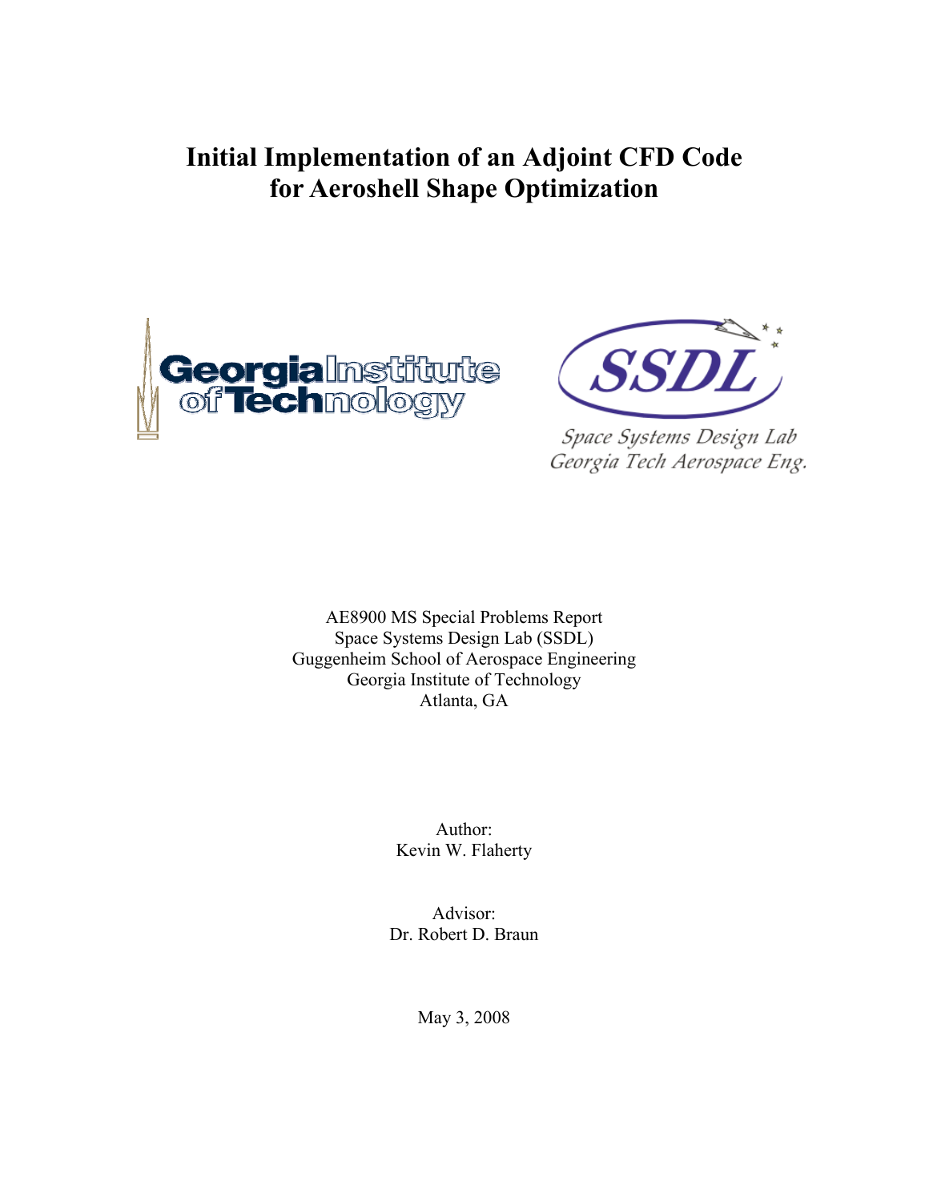# Initial Implementation of an Adjoint CFD Code for Aeroshell Shape Optimization

AE8900 MS Special Problems Report
Space Systems Design Lab (SSDL)
Guggenheim School of Aerospace Engineering
Georgia Institute of Technology
Atlanta, GA

Author:
Kevin W. Flaherty

Advisor:
Dr. Robert D. Braun

May 3, 2008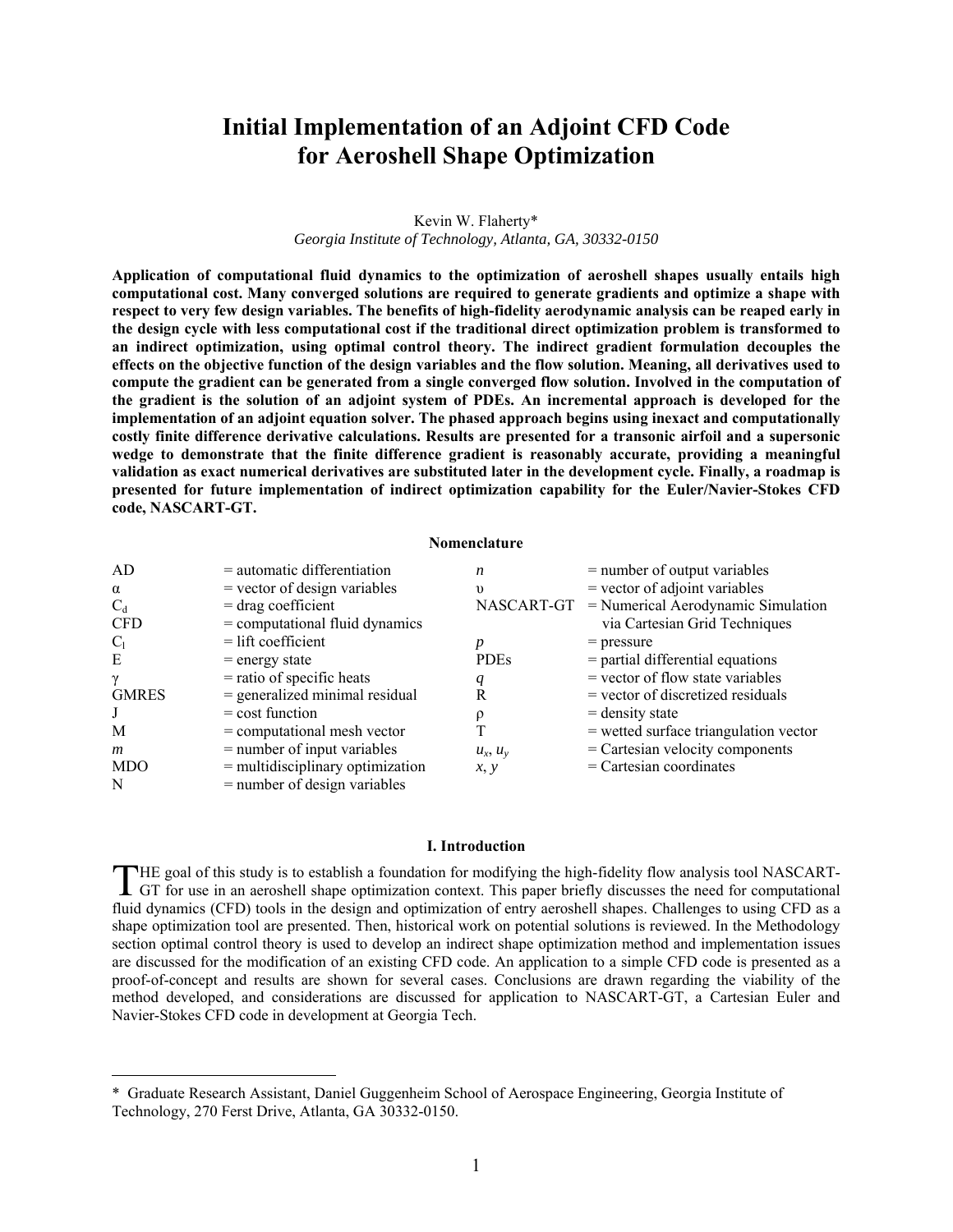# Initial Implementation of an Adjoint CFD Code for Aeroshell Shape Optimization

Kevin W. Flaherty*

*Georgia Institute of Technology, Atlanta, GA, 30332-0150*

**Application of computational fluid dynamics to the optimization of aeroshell shapes usually entails high computational cost. Many converged solutions are required to generate gradients and optimize a shape with respect to very few design variables. The benefits of high-fidelity aerodynamic analysis can be reaped early in the design cycle with less computational cost if the traditional direct optimization problem is transformed to an indirect optimization, using optimal control theory. The indirect gradient formulation decouples the effects on the objective function of the design variables and the flow solution. Meaning, all derivatives used to compute the gradient can be generated from a single converged flow solution. Involved in the computation of the gradient is the solution of an adjoint system of PDEs. An incremental approach is developed for the implementation of an adjoint equation solver. The phased approach begins using inexact and computationally costly finite difference derivative calculations. Results are presented for a transonic airfoil and a supersonic wedge to demonstrate that the finite difference gradient is reasonably accurate, providing a meaningful validation as exact numerical derivatives are substituted later in the development cycle. Finally, a roadmap is presented for future implementation of indirect optimization capability for the Euler/Navier-Stokes CFD code, NASCART-GT.**

## Nomenclature

| | | | |
|---|---|---|---|
| AD | = automatic differentiation | $n$ | = number of output variables |
| $\alpha$ | = vector of design variables | $\upsilon$ | = vector of adjoint variables |
| $C_d$ | = drag coefficient | NASCART-GT | = Numerical Aerodynamic Simulation via Cartesian Grid Techniques |
| CFD | = computational fluid dynamics | | |
| $C_l$ | = lift coefficient | $p$ | = pressure |
| E | = energy state | PDEs | = partial differential equations |
| $\gamma$ | = ratio of specific heats | $q$ | = vector of flow state variables |
| GMRES | = generalized minimal residual | R | = vector of discretized residuals |
| J | = cost function | $\rho$ | = density state |
| M | = computational mesh vector | T | = wetted surface triangulation vector |
| $m$ | = number of input variables | $u_x$, $u_y$ | = Cartesian velocity components |
| MDO | = multidisciplinary optimization | $x$, $y$ | = Cartesian coordinates |
| N | = number of design variables | | |

## I. Introduction

THE goal of this study is to establish a foundation for modifying the high-fidelity flow analysis tool NASCART-GT for use in an aeroshell shape optimization context. This paper briefly discusses the need for computational fluid dynamics (CFD) tools in the design and optimization of entry aeroshell shapes. Challenges to using CFD as a shape optimization tool are presented. Then, historical work on potential solutions is reviewed. In the Methodology section optimal control theory is used to develop an indirect shape optimization method and implementation issues are discussed for the modification of an existing CFD code. An application to a simple CFD code is presented as a proof-of-concept and results are shown for several cases. Conclusions are drawn regarding the viability of the method developed, and considerations are discussed for application to NASCART-GT, a Cartesian Euler and Navier-Stokes CFD code in development at Georgia Tech.

---

* Graduate Research Assistant, Daniel Guggenheim School of Aerospace Engineering, Georgia Institute of Technology, 270 Ferst Drive, Atlanta, GA 30332-0150.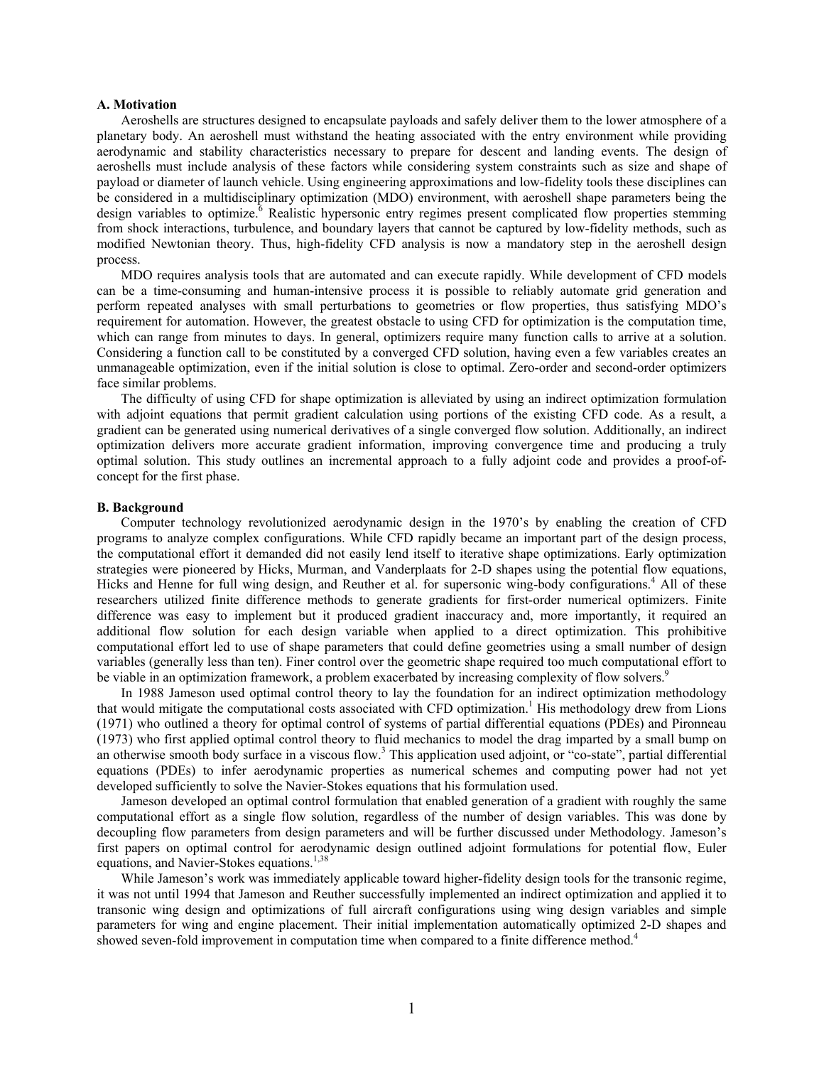### A. Motivation

Aeroshells are structures designed to encapsulate payloads and safely deliver them to the lower atmosphere of a planetary body. An aeroshell must withstand the heating associated with the entry environment while providing aerodynamic and stability characteristics necessary to prepare for descent and landing events. The design of aeroshells must include analysis of these factors while considering system constraints such as size and shape of payload or diameter of launch vehicle. Using engineering approximations and low-fidelity tools these disciplines can be considered in a multidisciplinary optimization (MDO) environment, with aeroshell shape parameters being the design variables to optimize.[6] Realistic hypersonic entry regimes present complicated flow properties stemming from shock interactions, turbulence, and boundary layers that cannot be captured by low-fidelity methods, such as modified Newtonian theory. Thus, high-fidelity CFD analysis is now a mandatory step in the aeroshell design process.

MDO requires analysis tools that are automated and can execute rapidly. While development of CFD models can be a time-consuming and human-intensive process it is possible to reliably automate grid generation and perform repeated analyses with small perturbations to geometries or flow properties, thus satisfying MDO's requirement for automation. However, the greatest obstacle to using CFD for optimization is the computation time, which can range from minutes to days. In general, optimizers require many function calls to arrive at a solution. Considering a function call to be constituted by a converged CFD solution, having even a few variables creates an unmanageable optimization, even if the initial solution is close to optimal. Zero-order and second-order optimizers face similar problems.

The difficulty of using CFD for shape optimization is alleviated by using an indirect optimization formulation with adjoint equations that permit gradient calculation using portions of the existing CFD code. As a result, a gradient can be generated using numerical derivatives of a single converged flow solution. Additionally, an indirect optimization delivers more accurate gradient information, improving convergence time and producing a truly optimal solution. This study outlines an incremental approach to a fully adjoint code and provides a proof-of-concept for the first phase.

### B. Background

Computer technology revolutionized aerodynamic design in the 1970's by enabling the creation of CFD programs to analyze complex configurations. While CFD rapidly became an important part of the design process, the computational effort it demanded did not easily lend itself to iterative shape optimizations. Early optimization strategies were pioneered by Hicks, Murman, and Vanderplaats for 2-D shapes using the potential flow equations, Hicks and Henne for full wing design, and Reuther et al. for supersonic wing-body configurations.[4] All of these researchers utilized finite difference methods to generate gradients for first-order numerical optimizers. Finite difference was easy to implement but it produced gradient inaccuracy and, more importantly, it required an additional flow solution for each design variable when applied to a direct optimization. This prohibitive computational effort led to use of shape parameters that could define geometries using a small number of design variables (generally less than ten). Finer control over the geometric shape required too much computational effort to be viable in an optimization framework, a problem exacerbated by increasing complexity of flow solvers.[9]

In 1988 Jameson used optimal control theory to lay the foundation for an indirect optimization methodology that would mitigate the computational costs associated with CFD optimization.[1] His methodology drew from Lions (1971) who outlined a theory for optimal control of systems of partial differential equations (PDEs) and Pironneau (1973) who first applied optimal control theory to fluid mechanics to model the drag imparted by a small bump on an otherwise smooth body surface in a viscous flow.[3] This application used adjoint, or "co-state", partial differential equations (PDEs) to infer aerodynamic properties as numerical schemes and computing power had not yet developed sufficiently to solve the Navier-Stokes equations that his formulation used.

Jameson developed an optimal control formulation that enabled generation of a gradient with roughly the same computational effort as a single flow solution, regardless of the number of design variables. This was done by decoupling flow parameters from design parameters and will be further discussed under Methodology. Jameson's first papers on optimal control for aerodynamic design outlined adjoint formulations for potential flow, Euler equations, and Navier-Stokes equations.[1,38]

While Jameson's work was immediately applicable toward higher-fidelity design tools for the transonic regime, it was not until 1994 that Jameson and Reuther successfully implemented an indirect optimization and applied it to transonic wing design and optimizations of full aircraft configurations using wing design variables and simple parameters for wing and engine placement. Their initial implementation automatically optimized 2-D shapes and showed seven-fold improvement in computation time when compared to a finite difference method.[4]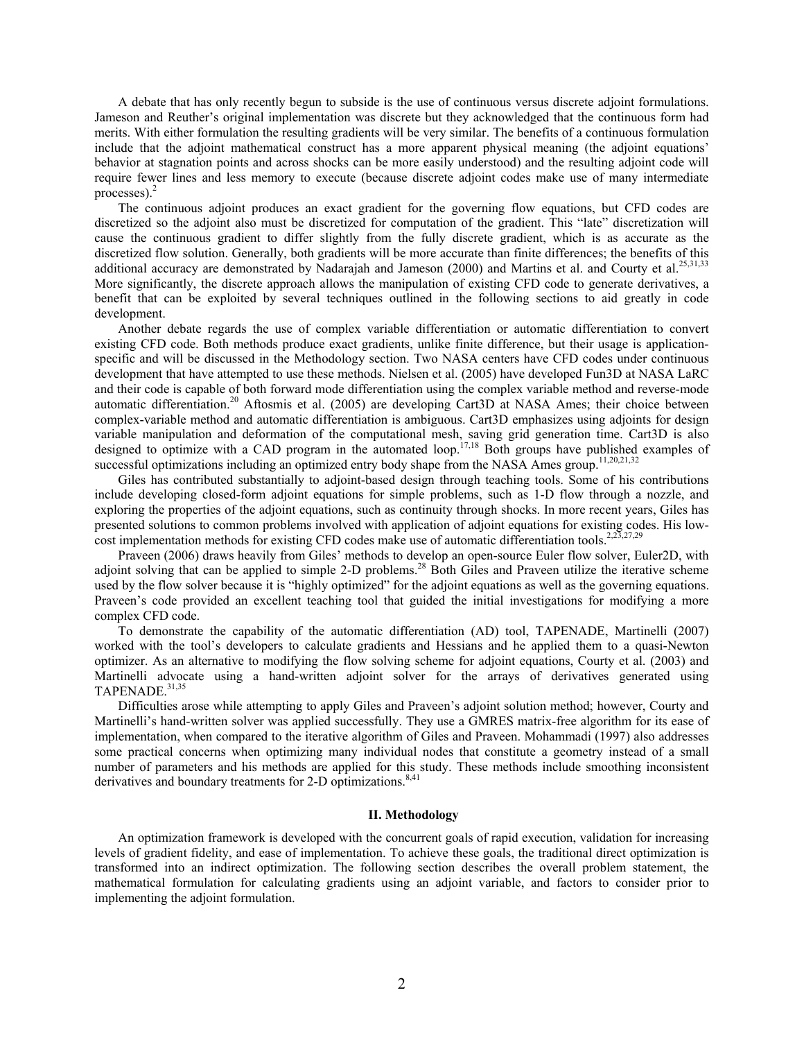A debate that has only recently begun to subside is the use of continuous versus discrete adjoint formulations. Jameson and Reuther's original implementation was discrete but they acknowledged that the continuous form had merits. With either formulation the resulting gradients will be very similar. The benefits of a continuous formulation include that the adjoint mathematical construct has a more apparent physical meaning (the adjoint equations' behavior at stagnation points and across shocks can be more easily understood) and the resulting adjoint code will require fewer lines and less memory to execute (because discrete adjoint codes make use of many intermediate processes).[2]

The continuous adjoint produces an exact gradient for the governing flow equations, but CFD codes are discretized so the adjoint also must be discretized for computation of the gradient. This "late" discretization will cause the continuous gradient to differ slightly from the fully discrete gradient, which is as accurate as the discretized flow solution. Generally, both gradients will be more accurate than finite differences; the benefits of this additional accuracy are demonstrated by Nadarajah and Jameson (2000) and Martins et al. and Courty et al.[25,31,33] More significantly, the discrete approach allows the manipulation of existing CFD code to generate derivatives, a benefit that can be exploited by several techniques outlined in the following sections to aid greatly in code development.

Another debate regards the use of complex variable differentiation or automatic differentiation to convert existing CFD code. Both methods produce exact gradients, unlike finite difference, but their usage is application-specific and will be discussed in the Methodology section. Two NASA centers have CFD codes under continuous development that have attempted to use these methods. Nielsen et al. (2005) have developed Fun3D at NASA LaRC and their code is capable of both forward mode differentiation using the complex variable method and reverse-mode automatic differentiation.[20] Aftosmis et al. (2005) are developing Cart3D at NASA Ames; their choice between complex-variable method and automatic differentiation is ambiguous. Cart3D emphasizes using adjoints for design variable manipulation and deformation of the computational mesh, saving grid generation time. Cart3D is also designed to optimize with a CAD program in the automated loop.[17,18] Both groups have published examples of successful optimizations including an optimized entry body shape from the NASA Ames group.[11,20,21,32]

Giles has contributed substantially to adjoint-based design through teaching tools. Some of his contributions include developing closed-form adjoint equations for simple problems, such as 1-D flow through a nozzle, and exploring the properties of the adjoint equations, such as continuity through shocks. In more recent years, Giles has presented solutions to common problems involved with application of adjoint equations for existing codes. His low-cost implementation methods for existing CFD codes make use of automatic differentiation tools.[2,23,27,29]

Praveen (2006) draws heavily from Giles' methods to develop an open-source Euler flow solver, Euler2D, with adjoint solving that can be applied to simple 2-D problems.[28] Both Giles and Praveen utilize the iterative scheme used by the flow solver because it is "highly optimized" for the adjoint equations as well as the governing equations. Praveen's code provided an excellent teaching tool that guided the initial investigations for modifying a more complex CFD code.

To demonstrate the capability of the automatic differentiation (AD) tool, TAPENADE, Martinelli (2007) worked with the tool's developers to calculate gradients and Hessians and he applied them to a quasi-Newton optimizer. As an alternative to modifying the flow solving scheme for adjoint equations, Courty et al. (2003) and Martinelli advocate using a hand-written adjoint solver for the arrays of derivatives generated using TAPENADE.[31,35]

Difficulties arose while attempting to apply Giles and Praveen's adjoint solution method; however, Courty and Martinelli's hand-written solver was applied successfully. They use a GMRES matrix-free algorithm for its ease of implementation, when compared to the iterative algorithm of Giles and Praveen. Mohammadi (1997) also addresses some practical concerns when optimizing many individual nodes that constitute a geometry instead of a small number of parameters and his methods are applied for this study. These methods include smoothing inconsistent derivatives and boundary treatments for 2-D optimizations.[8,41]

## II. Methodology

An optimization framework is developed with the concurrent goals of rapid execution, validation for increasing levels of gradient fidelity, and ease of implementation. To achieve these goals, the traditional direct optimization is transformed into an indirect optimization. The following section describes the overall problem statement, the mathematical formulation for calculating gradients using an adjoint variable, and factors to consider prior to implementing the adjoint formulation.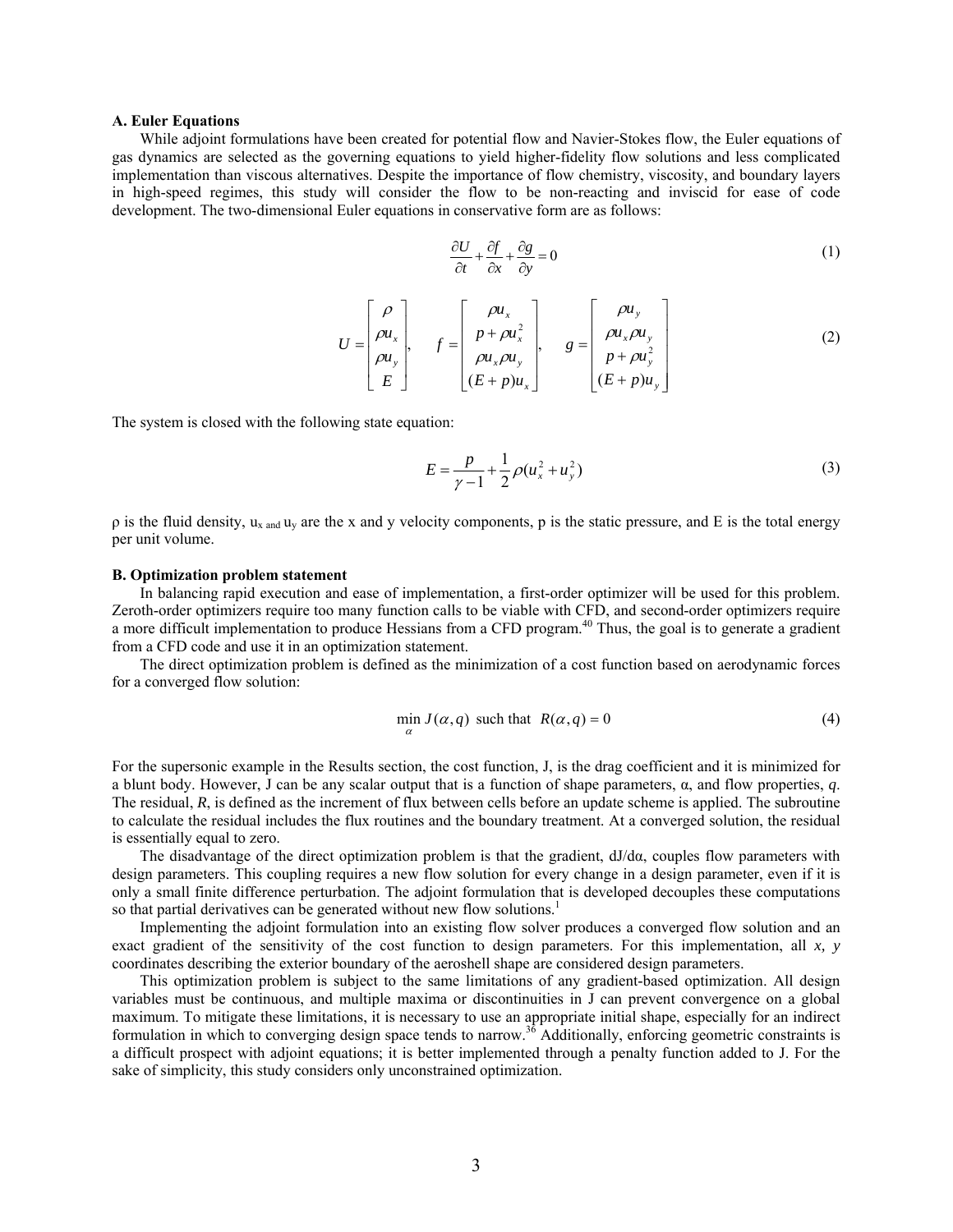### A. Euler Equations

While adjoint formulations have been created for potential flow and Navier-Stokes flow, the Euler equations of gas dynamics are selected as the governing equations to yield higher-fidelity flow solutions and less complicated implementation than viscous alternatives. Despite the importance of flow chemistry, viscosity, and boundary layers in high-speed regimes, this study will consider the flow to be non-reacting and inviscid for ease of code development. The two-dimensional Euler equations in conservative form are as follows:

$$\frac{\partial U}{\partial t} + \frac{\partial f}{\partial x} + \frac{\partial g}{\partial y} = 0 \tag{1}$$

$$U = \begin{bmatrix} \rho \\ \rho u_x \\ \rho u_y \\ E \end{bmatrix}, \quad f = \begin{bmatrix} \rho u_x \\ p + \rho u_x^2 \\ \rho u_x \rho u_y \\ (E+p)u_x \end{bmatrix}, \quad g = \begin{bmatrix} \rho u_y \\ \rho u_x \rho u_y \\ p + \rho u_y^2 \\ (E+p)u_y \end{bmatrix} \tag{2}$$

The system is closed with the following state equation:

$$E = \frac{p}{\gamma - 1} + \frac{1}{2}\rho(u_x^2 + u_y^2) \tag{3}$$

ρ is the fluid density, $u_x$ and $u_y$ are the x and y velocity components, p is the static pressure, and E is the total energy per unit volume.

### B. Optimization problem statement

In balancing rapid execution and ease of implementation, a first-order optimizer will be used for this problem. Zeroth-order optimizers require too many function calls to be viable with CFD, and second-order optimizers require a more difficult implementation to produce Hessians from a CFD program.[40] Thus, the goal is to generate a gradient from a CFD code and use it in an optimization statement.

The direct optimization problem is defined as the minimization of a cost function based on aerodynamic forces for a converged flow solution:

$$\min_{\alpha} J(\alpha, q) \text{ such that } R(\alpha, q) = 0 \tag{4}$$

For the supersonic example in the Results section, the cost function, J, is the drag coefficient and it is minimized for a blunt body. However, J can be any scalar output that is a function of shape parameters, α, and flow properties, *q*. The residual, *R*, is defined as the increment of flux between cells before an update scheme is applied. The subroutine to calculate the residual includes the flux routines and the boundary treatment. At a converged solution, the residual is essentially equal to zero.

The disadvantage of the direct optimization problem is that the gradient, dJ/dα, couples flow parameters with design parameters. This coupling requires a new flow solution for every change in a design parameter, even if it is only a small finite difference perturbation. The adjoint formulation that is developed decouples these computations so that partial derivatives can be generated without new flow solutions.[1]

Implementing the adjoint formulation into an existing flow solver produces a converged flow solution and an exact gradient of the sensitivity of the cost function to design parameters. For this implementation, all *x, y* coordinates describing the exterior boundary of the aeroshell shape are considered design parameters.

This optimization problem is subject to the same limitations of any gradient-based optimization. All design variables must be continuous, and multiple maxima or discontinuities in J can prevent convergence on a global maximum. To mitigate these limitations, it is necessary to use an appropriate initial shape, especially for an indirect formulation in which to converging design space tends to narrow.[36] Additionally, enforcing geometric constraints is a difficult prospect with adjoint equations; it is better implemented through a penalty function added to J. For the sake of simplicity, this study considers only unconstrained optimization.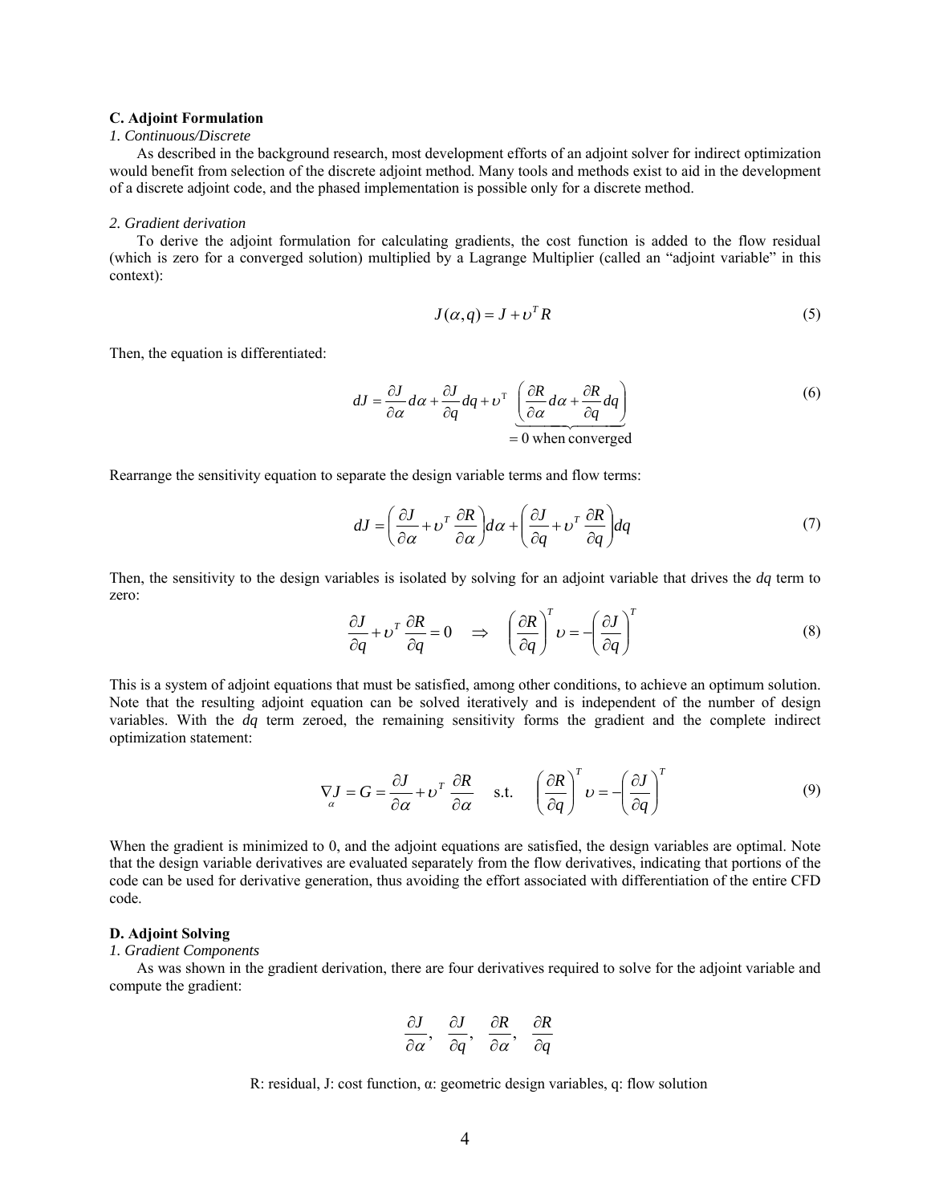### C. Adjoint Formulation

*1. Continuous/Discrete*

As described in the background research, most development efforts of an adjoint solver for indirect optimization would benefit from selection of the discrete adjoint method. Many tools and methods exist to aid in the development of a discrete adjoint code, and the phased implementation is possible only for a discrete method.

*2. Gradient derivation*

To derive the adjoint formulation for calculating gradients, the cost function is added to the flow residual (which is zero for a converged solution) multiplied by a Lagrange Multiplier (called an "adjoint variable" in this context):

$$J(\alpha, q) = J + \upsilon^T R \tag{5}$$

Then, the equation is differentiated:

$$dJ = \frac{\partial J}{\partial \alpha} d\alpha + \frac{\partial J}{\partial q} dq + \upsilon^T \underbrace{\left( \frac{\partial R}{\partial \alpha} d\alpha + \frac{\partial R}{\partial q} dq \right)}_{= 0 \text{ when converged}} \tag{6}$$

Rearrange the sensitivity equation to separate the design variable terms and flow terms:

$$dJ = \left( \frac{\partial J}{\partial \alpha} + \upsilon^T \frac{\partial R}{\partial \alpha} \right) d\alpha + \left( \frac{\partial J}{\partial q} + \upsilon^T \frac{\partial R}{\partial q} \right) dq \tag{7}$$

Then, the sensitivity to the design variables is isolated by solving for an adjoint variable that drives the *dq* term to zero:

$$\frac{\partial J}{\partial q} + \upsilon^T \frac{\partial R}{\partial q} = 0 \quad \Rightarrow \quad \left( \frac{\partial R}{\partial q} \right)^T \upsilon = -\left( \frac{\partial J}{\partial q} \right)^T \tag{8}$$

This is a system of adjoint equations that must be satisfied, among other conditions, to achieve an optimum solution. Note that the resulting adjoint equation can be solved iteratively and is independent of the number of design variables. With the *dq* term zeroed, the remaining sensitivity forms the gradient and the complete indirect optimization statement:

$$\nabla_{\alpha} J = G = \frac{\partial J}{\partial \alpha} + \upsilon^T \frac{\partial R}{\partial \alpha} \quad \text{s.t.} \quad \left( \frac{\partial R}{\partial q} \right)^T \upsilon = -\left( \frac{\partial J}{\partial q} \right)^T \tag{9}$$

When the gradient is minimized to 0, and the adjoint equations are satisfied, the design variables are optimal. Note that the design variable derivatives are evaluated separately from the flow derivatives, indicating that portions of the code can be used for derivative generation, thus avoiding the effort associated with differentiation of the entire CFD code.

### D. Adjoint Solving

*1. Gradient Components*

As was shown in the gradient derivation, there are four derivatives required to solve for the adjoint variable and compute the gradient:

$$\frac{\partial J}{\partial \alpha}, \quad \frac{\partial J}{\partial q}, \quad \frac{\partial R}{\partial \alpha}, \quad \frac{\partial R}{\partial q}$$

R: residual, J: cost function, α: geometric design variables, q: flow solution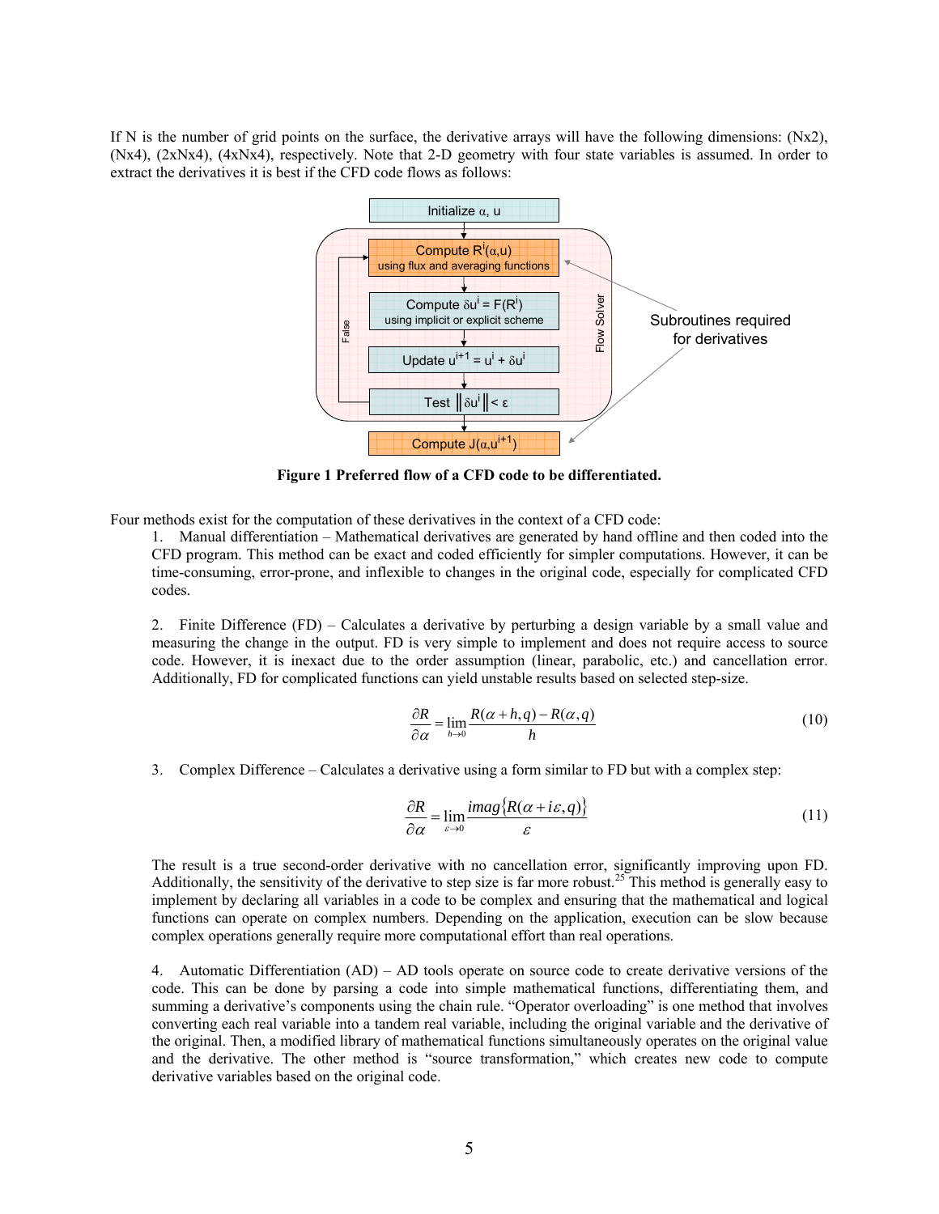If N is the number of grid points on the surface, the derivative arrays will have the following dimensions: (Nx2), (Nx4), (2xNx4), (4xNx4), respectively. Note that 2-D geometry with four state variables is assumed. In order to extract the derivatives it is best if the CFD code flows as follows:

**Figure 1 Preferred flow of a CFD code to be differentiated.**

Four methods exist for the computation of these derivatives in the context of a CFD code:

1. Manual differentiation – Mathematical derivatives are generated by hand offline and then coded into the CFD program. This method can be exact and coded efficiently for simpler computations. However, it can be time-consuming, error-prone, and inflexible to changes in the original code, especially for complicated CFD codes.

2. Finite Difference (FD) – Calculates a derivative by perturbing a design variable by a small value and measuring the change in the output. FD is very simple to implement and does not require access to source code. However, it is inexact due to the order assumption (linear, parabolic, etc.) and cancellation error. Additionally, FD for complicated functions can yield unstable results based on selected step-size.

$$\frac{\partial R}{\partial \alpha} = \lim_{h \to 0} \frac{R(\alpha + h, q) - R(\alpha, q)}{h} \tag{10}$$

3. Complex Difference – Calculates a derivative using a form similar to FD but with a complex step:

$$\frac{\partial R}{\partial \alpha} = \lim_{\varepsilon \to 0} \frac{imag\{R(\alpha + i\varepsilon, q)\}}{\varepsilon} \tag{11}$$

The result is a true second-order derivative with no cancellation error, significantly improving upon FD. Additionally, the sensitivity of the derivative to step size is far more robust.[25] This method is generally easy to implement by declaring all variables in a code to be complex and ensuring that the mathematical and logical functions can operate on complex numbers. Depending on the application, execution can be slow because complex operations generally require more computational effort than real operations.

4. Automatic Differentiation (AD) – AD tools operate on source code to create derivative versions of the code. This can be done by parsing a code into simple mathematical functions, differentiating them, and summing a derivative's components using the chain rule. "Operator overloading" is one method that involves converting each real variable into a tandem real variable, including the original variable and the derivative of the original. Then, a modified library of mathematical functions simultaneously operates on the original value and the derivative. The other method is "source transformation," which creates new code to compute derivative variables based on the original code.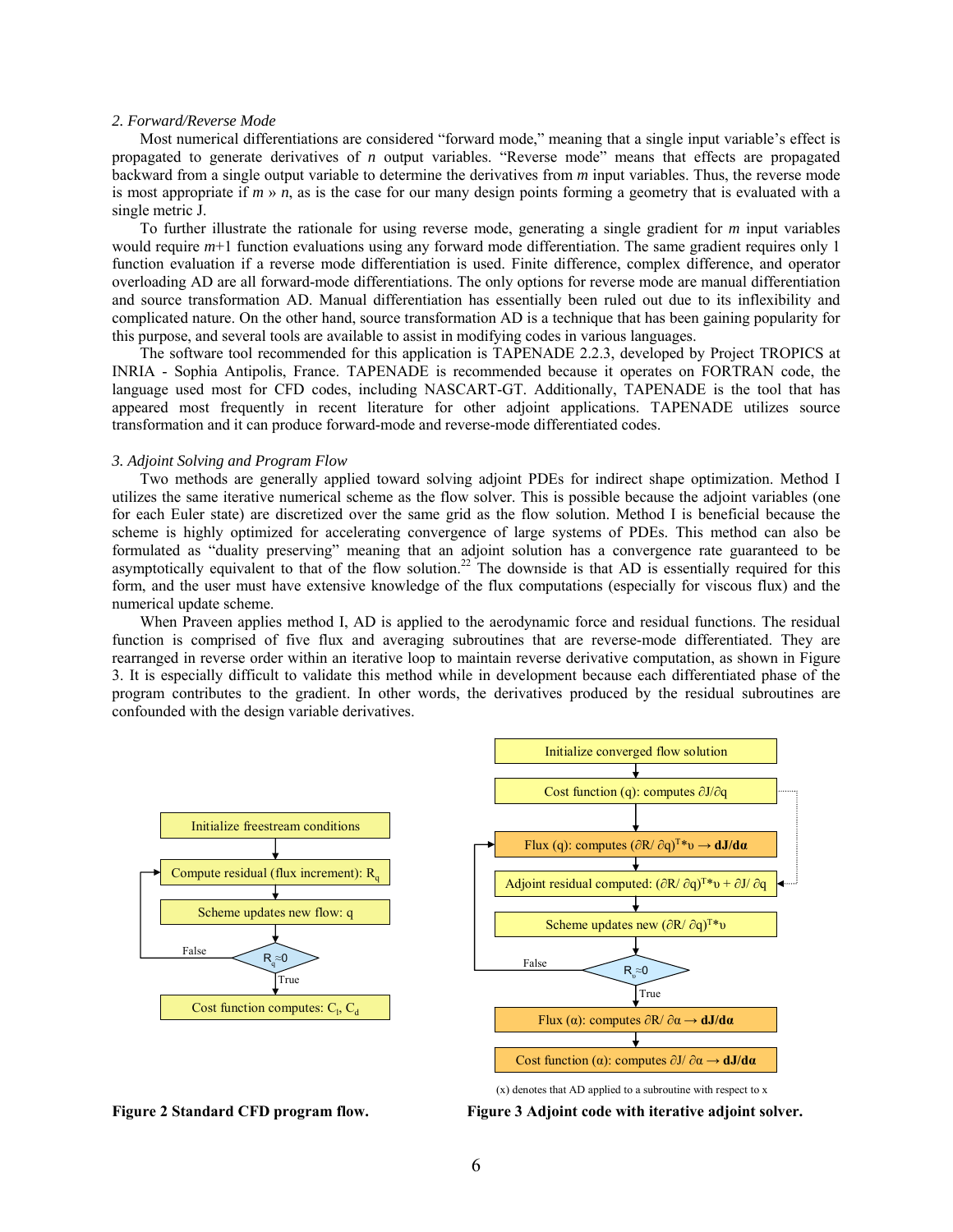*2. Forward/Reverse Mode*

Most numerical differentiations are considered "forward mode," meaning that a single input variable's effect is propagated to generate derivatives of $n$ output variables. "Reverse mode" means that effects are propagated backward from a single output variable to determine the derivatives from $m$ input variables. Thus, the reverse mode is most appropriate if $m \gg n$, as is the case for our many design points forming a geometry that is evaluated with a single metric J.

To further illustrate the rationale for using reverse mode, generating a single gradient for $m$ input variables would require $m$+1 function evaluations using any forward mode differentiation. The same gradient requires only 1 function evaluation if a reverse mode differentiation is used. Finite difference, complex difference, and operator overloading AD are all forward-mode differentiations. The only options for reverse mode are manual differentiation and source transformation AD. Manual differentiation has essentially been ruled out due to its inflexibility and complicated nature. On the other hand, source transformation AD is a technique that has been gaining popularity for this purpose, and several tools are available to assist in modifying codes in various languages.

The software tool recommended for this application is TAPENADE 2.2.3, developed by Project TROPICS at INRIA - Sophia Antipolis, France. TAPENADE is recommended because it operates on FORTRAN code, the language used most for CFD codes, including NASCART-GT. Additionally, TAPENADE is the tool that has appeared most frequently in recent literature for other adjoint applications. TAPENADE utilizes source transformation and it can produce forward-mode and reverse-mode differentiated codes.

*3. Adjoint Solving and Program Flow*

Two methods are generally applied toward solving adjoint PDEs for indirect shape optimization. Method I utilizes the same iterative numerical scheme as the flow solver. This is possible because the adjoint variables (one for each Euler state) are discretized over the same grid as the flow solution. Method I is beneficial because the scheme is highly optimized for accelerating convergence of large systems of PDEs. This method can also be formulated as "duality preserving" meaning that an adjoint solution has a convergence rate guaranteed to be asymptotically equivalent to that of the flow solution.[22] The downside is that AD is essentially required for this form, and the user must have extensive knowledge of the flux computations (especially for viscous flux) and the numerical update scheme.

When Praveen applies method I, AD is applied to the aerodynamic force and residual functions. The residual function is comprised of five flux and averaging subroutines that are reverse-mode differentiated. They are rearranged in reverse order within an iterative loop to maintain reverse derivative computation, as shown in Figure 3. It is especially difficult to validate this method while in development because each differentiated phase of the program contributes to the gradient. In other words, the derivatives produced by the residual subroutines are confounded with the design variable derivatives.

Initialize freestream conditions → Compute residual (flux increment): $R_q$ → Scheme updates new flow: q → $R_q \approx 0$ (False: return to Compute residual; True:) → Cost function computes: $C_l$, $C_d$

**Figure 2 Standard CFD program flow.**

Initialize converged flow solution → Cost function (q): computes $\partial J/\partial q$ → Flux (q): computes $(\partial R/\partial q)^T{*}\upsilon \rightarrow$ **dJ/dα** → Adjoint residual computed: $(\partial R/\partial q)^T{*}\upsilon + \partial J/\partial q$ → Scheme updates new $(\partial R/\partial q)^T{*}\upsilon$ → $R_\upsilon \approx 0$ (False: return to Flux (q); True:) → Flux (α): computes $\partial R/\partial\alpha \rightarrow$ **dJ/dα** → Cost function (α): computes $\partial J/\partial\alpha \rightarrow$ **dJ/dα**

(x) denotes that AD applied to a subroutine with respect to x

**Figure 3 Adjoint code with iterative adjoint solver.**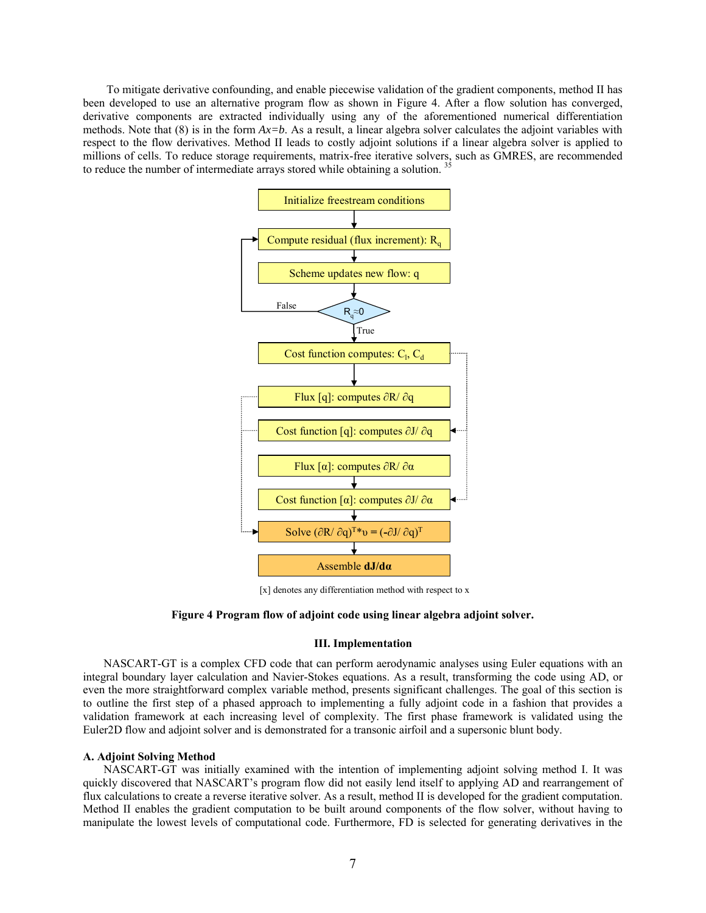To mitigate derivative confounding, and enable piecewise validation of the gradient components, method II has been developed to use an alternative program flow as shown in Figure 4. After a flow solution has converged, derivative components are extracted individually using any of the aforementioned numerical differentiation methods. Note that (8) is in the form $Ax=b$. As a result, a linear algebra solver calculates the adjoint variables with respect to the flow derivatives. Method II leads to costly adjoint solutions if a linear algebra solver is applied to millions of cells. To reduce storage requirements, matrix-free iterative solvers, such as GMRES, are recommended to reduce the number of intermediate arrays stored while obtaining a solution. [35]

Initialize freestream conditions

Compute residual (flux increment): $R_q$

Scheme updates new flow: q

$R_q \approx 0$ — False / True

Cost function computes: $C_l$, $C_d$

Flux [q]: computes $\partial R/ \partial q$

Cost function [q]: computes $\partial J/ \partial q$

Flux [α]: computes $\partial R/ \partial \alpha$

Cost function [α]: computes $\partial J/ \partial \alpha$

Solve $(\partial R/ \partial q)^T * \upsilon = (-\partial J/ \partial q)^T$

Assemble **dJ/dα**

[x] denotes any differentiation method with respect to x

**Figure 4 Program flow of adjoint code using linear algebra adjoint solver.**

## III. Implementation

NASCART-GT is a complex CFD code that can perform aerodynamic analyses using Euler equations with an integral boundary layer calculation and Navier-Stokes equations. As a result, transforming the code using AD, or even the more straightforward complex variable method, presents significant challenges. The goal of this section is to outline the first step of a phased approach to implementing a fully adjoint code in a fashion that provides a validation framework at each increasing level of complexity. The first phase framework is validated using the Euler2D flow and adjoint solver and is demonstrated for a transonic airfoil and a supersonic blunt body.

### A. Adjoint Solving Method

NASCART-GT was initially examined with the intention of implementing adjoint solving method I. It was quickly discovered that NASCART's program flow did not easily lend itself to applying AD and rearrangement of flux calculations to create a reverse iterative solver. As a result, method II is developed for the gradient computation. Method II enables the gradient computation to be built around components of the flow solver, without having to manipulate the lowest levels of computational code. Furthermore, FD is selected for generating derivatives in the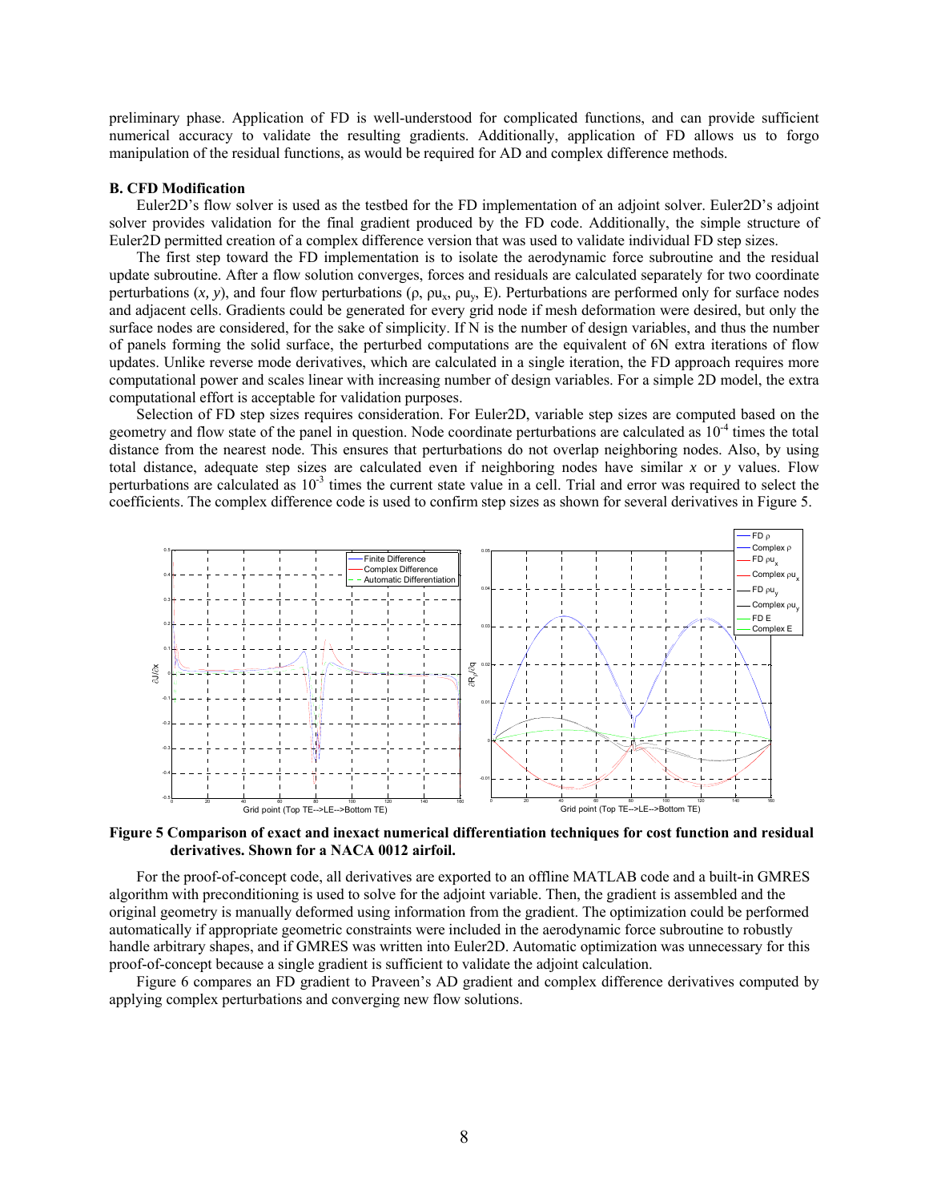preliminary phase. Application of FD is well-understood for complicated functions, and can provide sufficient numerical accuracy to validate the resulting gradients. Additionally, application of FD allows us to forgo manipulation of the residual functions, as would be required for AD and complex difference methods.

### B. CFD Modification

Euler2D's flow solver is used as the testbed for the FD implementation of an adjoint solver. Euler2D's adjoint solver provides validation for the final gradient produced by the FD code. Additionally, the simple structure of Euler2D permitted creation of a complex difference version that was used to validate individual FD step sizes.

The first step toward the FD implementation is to isolate the aerodynamic force subroutine and the residual update subroutine. After a flow solution converges, forces and residuals are calculated separately for two coordinate perturbations ($x$, $y$), and four flow perturbations ($\rho$, $\rho u_x$, $\rho u_y$, $E$). Perturbations are performed only for surface nodes and adjacent cells. Gradients could be generated for every grid node if mesh deformation were desired, but only the surface nodes are considered, for the sake of simplicity. If N is the number of design variables, and thus the number of panels forming the solid surface, the perturbed computations are the equivalent of 6N extra iterations of flow updates. Unlike reverse mode derivatives, which are calculated in a single iteration, the FD approach requires more computational power and scales linear with increasing number of design variables. For a simple 2D model, the extra computational effort is acceptable for validation purposes.

Selection of FD step sizes requires consideration. For Euler2D, variable step sizes are computed based on the geometry and flow state of the panel in question. Node coordinate perturbations are calculated as $10^{-4}$ times the total distance from the nearest node. This ensures that perturbations do not overlap neighboring nodes. Also, by using total distance, adequate step sizes are calculated even if neighboring nodes have similar $x$ or $y$ values. Flow perturbations are calculated as $10^{-3}$ times the current state value in a cell. Trial and error was required to select the coefficients. The complex difference code is used to confirm step sizes as shown for several derivatives in Figure 5.

**Figure 5 Comparison of exact and inexact numerical differentiation techniques for cost function and residual derivatives. Shown for a NACA 0012 airfoil.**

For the proof-of-concept code, all derivatives are exported to an offline MATLAB code and a built-in GMRES algorithm with preconditioning is used to solve for the adjoint variable. Then, the gradient is assembled and the original geometry is manually deformed using information from the gradient. The optimization could be performed automatically if appropriate geometric constraints were included in the aerodynamic force subroutine to robustly handle arbitrary shapes, and if GMRES was written into Euler2D. Automatic optimization was unnecessary for this proof-of-concept because a single gradient is sufficient to validate the adjoint calculation.

Figure 6 compares an FD gradient to Praveen's AD gradient and complex difference derivatives computed by applying complex perturbations and converging new flow solutions.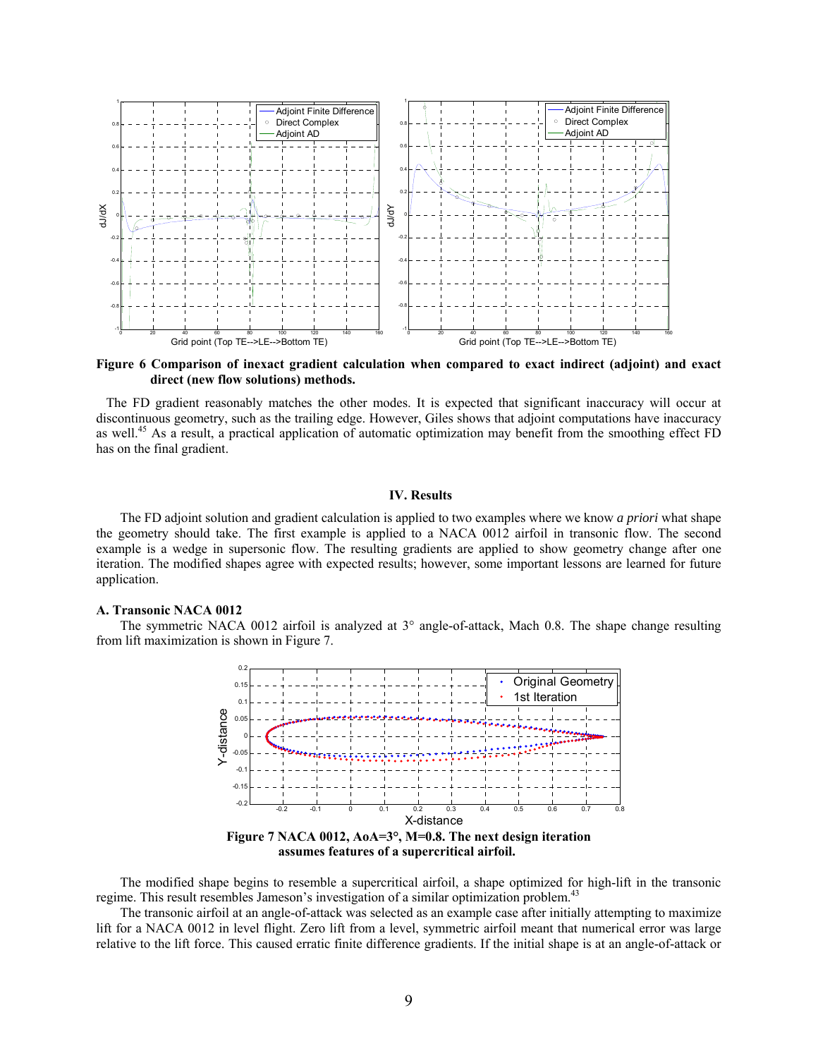**Figure 6 Comparison of inexact gradient calculation when compared to exact indirect (adjoint) and exact direct (new flow solutions) methods.**

The FD gradient reasonably matches the other modes. It is expected that significant inaccuracy will occur at discontinuous geometry, such as the trailing edge. However, Giles shows that adjoint computations have inaccuracy as well.[45] As a result, a practical application of automatic optimization may benefit from the smoothing effect FD has on the final gradient.

## IV. Results

The FD adjoint solution and gradient calculation is applied to two examples where we know *a priori* what shape the geometry should take. The first example is applied to a NACA 0012 airfoil in transonic flow. The second example is a wedge in supersonic flow. The resulting gradients are applied to show geometry change after one iteration. The modified shapes agree with expected results; however, some important lessons are learned for future application.

### A. Transonic NACA 0012

The symmetric NACA 0012 airfoil is analyzed at 3° angle-of-attack, Mach 0.8. The shape change resulting from lift maximization is shown in Figure 7.

**Figure 7 NACA 0012, AoA=3°, M=0.8. The next design iteration assumes features of a supercritical airfoil.**

The modified shape begins to resemble a supercritical airfoil, a shape optimized for high-lift in the transonic regime. This result resembles Jameson's investigation of a similar optimization problem.[43]

The transonic airfoil at an angle-of-attack was selected as an example case after initially attempting to maximize lift for a NACA 0012 in level flight. Zero lift from a level, symmetric airfoil meant that numerical error was large relative to the lift force. This caused erratic finite difference gradients. If the initial shape is at an angle-of-attack or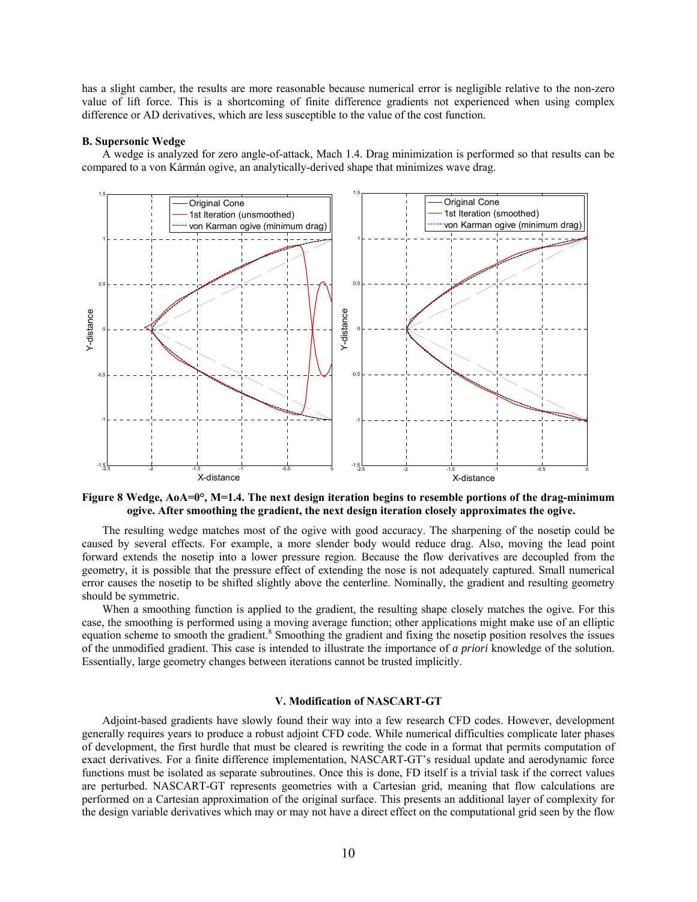has a slight camber, the results are more reasonable because numerical error is negligible relative to the non-zero value of lift force. This is a shortcoming of finite difference gradients not experienced when using complex difference or AD derivatives, which are less susceptible to the value of the cost function.

### B. Supersonic Wedge

A wedge is analyzed for zero angle-of-attack, Mach 1.4. Drag minimization is performed so that results can be compared to a von Kármán ogive, an analytically-derived shape that minimizes wave drag.

**Figure 8 Wedge, AoA=0°, M=1.4. The next design iteration begins to resemble portions of the drag-minimum ogive. After smoothing the gradient, the next design iteration closely approximates the ogive.**

The resulting wedge matches most of the ogive with good accuracy. The sharpening of the nosetip could be caused by several effects. For example, a more slender body would reduce drag. Also, moving the lead point forward extends the nosetip into a lower pressure region. Because the flow derivatives are decoupled from the geometry, it is possible that the pressure effect of extending the nose is not adequately captured. Small numerical error causes the nosetip to be shifted slightly above the centerline. Nominally, the gradient and resulting geometry should be symmetric.

When a smoothing function is applied to the gradient, the resulting shape closely matches the ogive. For this case, the smoothing is performed using a moving average function; other applications might make use of an elliptic equation scheme to smooth the gradient.[8] Smoothing the gradient and fixing the nosetip position resolves the issues of the unmodified gradient. This case is intended to illustrate the importance of *a priori* knowledge of the solution. Essentially, large geometry changes between iterations cannot be trusted implicitly.

## V. Modification of NASCART-GT

Adjoint-based gradients have slowly found their way into a few research CFD codes. However, development generally requires years to produce a robust adjoint CFD code. While numerical difficulties complicate later phases of development, the first hurdle that must be cleared is rewriting the code in a format that permits computation of exact derivatives. For a finite difference implementation, NASCART-GT's residual update and aerodynamic force functions must be isolated as separate subroutines. Once this is done, FD itself is a trivial task if the correct values are perturbed. NASCART-GT represents geometries with a Cartesian grid, meaning that flow calculations are performed on a Cartesian approximation of the original surface. This presents an additional layer of complexity for the design variable derivatives which may or may not have a direct effect on the computational grid seen by the flow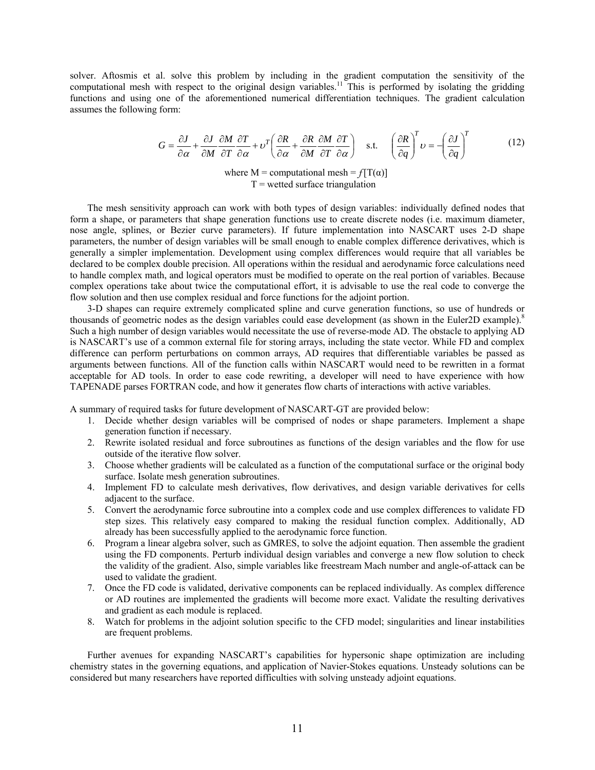solver. Aftosmis et al. solve this problem by including in the gradient computation the sensitivity of the computational mesh with respect to the original design variables.[11] This is performed by isolating the gridding functions and using one of the aforementioned numerical differentiation techniques. The gradient calculation assumes the following form:

$$G = \frac{\partial J}{\partial \alpha} + \frac{\partial J}{\partial M}\frac{\partial M}{\partial T}\frac{\partial T}{\partial \alpha} + \upsilon^T\left(\frac{\partial R}{\partial \alpha} + \frac{\partial R}{\partial M}\frac{\partial M}{\partial T}\frac{\partial T}{\partial \alpha}\right) \quad \text{s.t.} \quad \left(\frac{\partial R}{\partial q}\right)^T \upsilon = -\left(\frac{\partial J}{\partial q}\right)^T \tag{12}$$

where M = computational mesh = $f[T(\alpha)]$
T = wetted surface triangulation

The mesh sensitivity approach can work with both types of design variables: individually defined nodes that form a shape, or parameters that shape generation functions use to create discrete nodes (i.e. maximum diameter, nose angle, splines, or Bezier curve parameters). If future implementation into NASCART uses 2-D shape parameters, the number of design variables will be small enough to enable complex difference derivatives, which is generally a simpler implementation. Development using complex differences would require that all variables be declared to be complex double precision. All operations within the residual and aerodynamic force calculations need to handle complex math, and logical operators must be modified to operate on the real portion of variables. Because complex operations take about twice the computational effort, it is advisable to use the real code to converge the flow solution and then use complex residual and force functions for the adjoint portion.

3-D shapes can require extremely complicated spline and curve generation functions, so use of hundreds or thousands of geometric nodes as the design variables could ease development (as shown in the Euler2D example).[8] Such a high number of design variables would necessitate the use of reverse-mode AD. The obstacle to applying AD is NASCART's use of a common external file for storing arrays, including the state vector. While FD and complex difference can perform perturbations on common arrays, AD requires that differentiable variables be passed as arguments between functions. All of the function calls within NASCART would need to be rewritten in a format acceptable for AD tools. In order to ease code rewriting, a developer will need to have experience with how TAPENADE parses FORTRAN code, and how it generates flow charts of interactions with active variables.

A summary of required tasks for future development of NASCART-GT are provided below:

1. Decide whether design variables will be comprised of nodes or shape parameters. Implement a shape generation function if necessary.
2. Rewrite isolated residual and force subroutines as functions of the design variables and the flow for use outside of the iterative flow solver.
3. Choose whether gradients will be calculated as a function of the computational surface or the original body surface. Isolate mesh generation subroutines.
4. Implement FD to calculate mesh derivatives, flow derivatives, and design variable derivatives for cells adjacent to the surface.
5. Convert the aerodynamic force subroutine into a complex code and use complex differences to validate FD step sizes. This relatively easy compared to making the residual function complex. Additionally, AD already has been successfully applied to the aerodynamic force function.
6. Program a linear algebra solver, such as GMRES, to solve the adjoint equation. Then assemble the gradient using the FD components. Perturb individual design variables and converge a new flow solution to check the validity of the gradient. Also, simple variables like freestream Mach number and angle-of-attack can be used to validate the gradient.
7. Once the FD code is validated, derivative components can be replaced individually. As complex difference or AD routines are implemented the gradients will become more exact. Validate the resulting derivatives and gradient as each module is replaced.
8. Watch for problems in the adjoint solution specific to the CFD model; singularities and linear instabilities are frequent problems.

Further avenues for expanding NASCART's capabilities for hypersonic shape optimization are including chemistry states in the governing equations, and application of Navier-Stokes equations. Unsteady solutions can be considered but many researchers have reported difficulties with solving unsteady adjoint equations.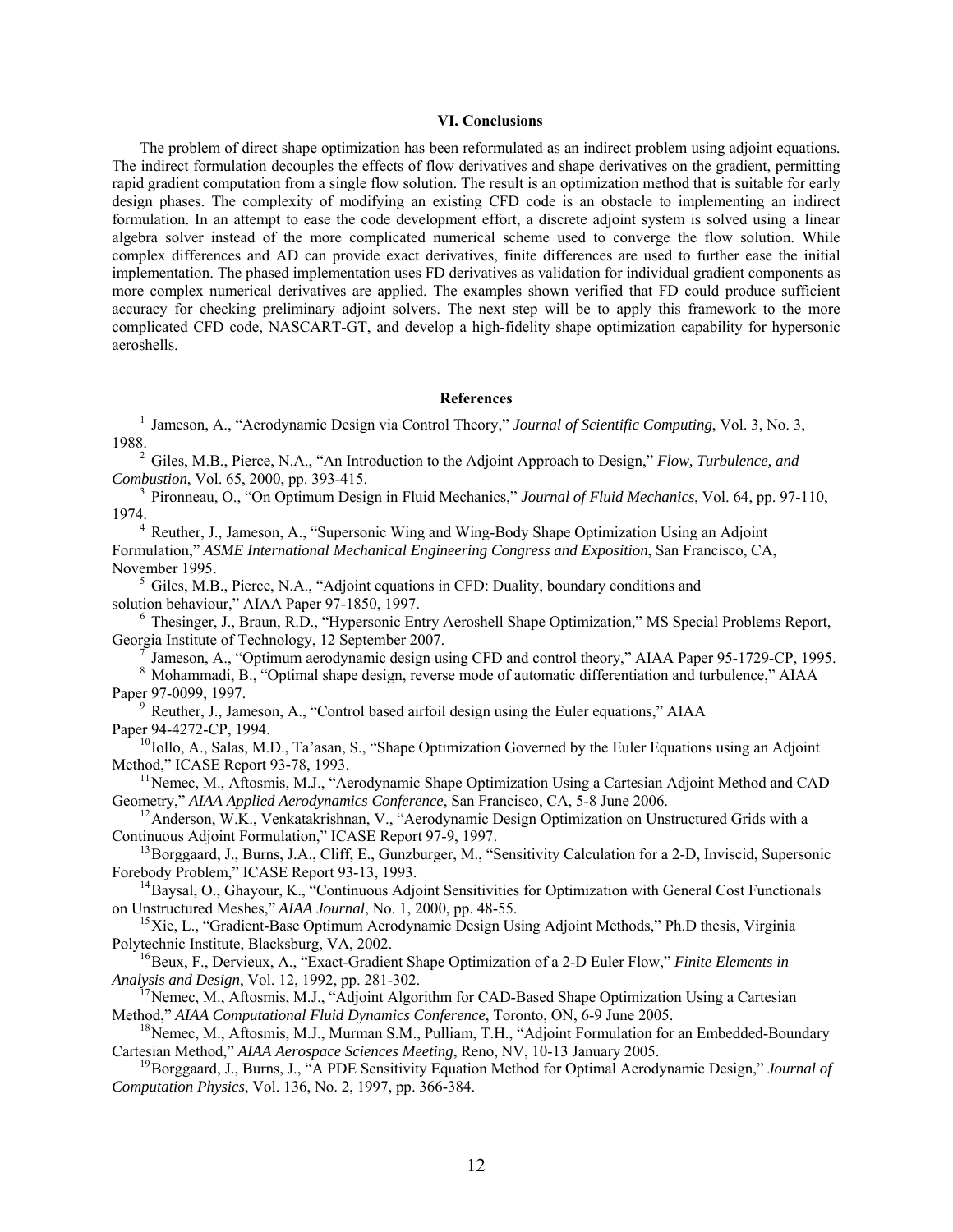## VI. Conclusions

The problem of direct shape optimization has been reformulated as an indirect problem using adjoint equations. The indirect formulation decouples the effects of flow derivatives and shape derivatives on the gradient, permitting rapid gradient computation from a single flow solution. The result is an optimization method that is suitable for early design phases. The complexity of modifying an existing CFD code is an obstacle to implementing an indirect formulation. In an attempt to ease the code development effort, a discrete adjoint system is solved using a linear algebra solver instead of the more complicated numerical scheme used to converge the flow solution. While complex differences and AD can provide exact derivatives, finite differences are used to further ease the initial implementation. The phased implementation uses FD derivatives as validation for individual gradient components as more complex numerical derivatives are applied. The examples shown verified that FD could produce sufficient accuracy for checking preliminary adjoint solvers. The next step will be to apply this framework to the more complicated CFD code, NASCART-GT, and develop a high-fidelity shape optimization capability for hypersonic aeroshells.

## References

[1] Jameson, A., "Aerodynamic Design via Control Theory," *Journal of Scientific Computing*, Vol. 3, No. 3, 1988.

[2] Giles, M.B., Pierce, N.A., "An Introduction to the Adjoint Approach to Design," *Flow, Turbulence, and Combustion*, Vol. 65, 2000, pp. 393-415.

[3] Pironneau, O., "On Optimum Design in Fluid Mechanics," *Journal of Fluid Mechanics*, Vol. 64, pp. 97-110, 1974.

[4] Reuther, J., Jameson, A., "Supersonic Wing and Wing-Body Shape Optimization Using an Adjoint Formulation," *ASME International Mechanical Engineering Congress and Exposition*, San Francisco, CA, November 1995.

[5] Giles, M.B., Pierce, N.A., "Adjoint equations in CFD: Duality, boundary conditions and solution behaviour," AIAA Paper 97-1850, 1997.

[6] Thesinger, J., Braun, R.D., "Hypersonic Entry Aeroshell Shape Optimization," MS Special Problems Report, Georgia Institute of Technology, 12 September 2007.

[7] Jameson, A., "Optimum aerodynamic design using CFD and control theory," AIAA Paper 95-1729-CP, 1995.

[8] Mohammadi, B., "Optimal shape design, reverse mode of automatic differentiation and turbulence," AIAA Paper 97-0099, 1997.

[9] Reuther, J., Jameson, A., "Control based airfoil design using the Euler equations," AIAA Paper 94-4272-CP, 1994.

[10] Iollo, A., Salas, M.D., Ta'asan, S., "Shape Optimization Governed by the Euler Equations using an Adjoint Method," ICASE Report 93-78, 1993.

[11] Nemec, M., Aftosmis, M.J., "Aerodynamic Shape Optimization Using a Cartesian Adjoint Method and CAD Geometry," *AIAA Applied Aerodynamics Conference*, San Francisco, CA, 5-8 June 2006.

[12] Anderson, W.K., Venkatakrishnan, V., "Aerodynamic Design Optimization on Unstructured Grids with a Continuous Adjoint Formulation," ICASE Report 97-9, 1997.

[13] Borggaard, J., Burns, J.A., Cliff, E., Gunzburger, M., "Sensitivity Calculation for a 2-D, Inviscid, Supersonic Forebody Problem," ICASE Report 93-13, 1993.

[14] Baysal, O., Ghayour, K., "Continuous Adjoint Sensitivities for Optimization with General Cost Functionals on Unstructured Meshes," *AIAA Journal*, No. 1, 2000, pp. 48-55.

[15] Xie, L., "Gradient-Base Optimum Aerodynamic Design Using Adjoint Methods," Ph.D thesis, Virginia Polytechnic Institute, Blacksburg, VA, 2002.

[16] Beux, F., Dervieux, A., "Exact-Gradient Shape Optimization of a 2-D Euler Flow," *Finite Elements in Analysis and Design*, Vol. 12, 1992, pp. 281-302.

[17] Nemec, M., Aftosmis, M.J., "Adjoint Algorithm for CAD-Based Shape Optimization Using a Cartesian Method," *AIAA Computational Fluid Dynamics Conference*, Toronto, ON, 6-9 June 2005.

[18] Nemec, M., Aftosmis, M.J., Murman S.M., Pulliam, T.H., "Adjoint Formulation for an Embedded-Boundary Cartesian Method," *AIAA Aerospace Sciences Meeting*, Reno, NV, 10-13 January 2005.

[19] Borggaard, J., Burns, J., "A PDE Sensitivity Equation Method for Optimal Aerodynamic Design," *Journal of Computation Physics*, Vol. 136, No. 2, 1997, pp. 366-384.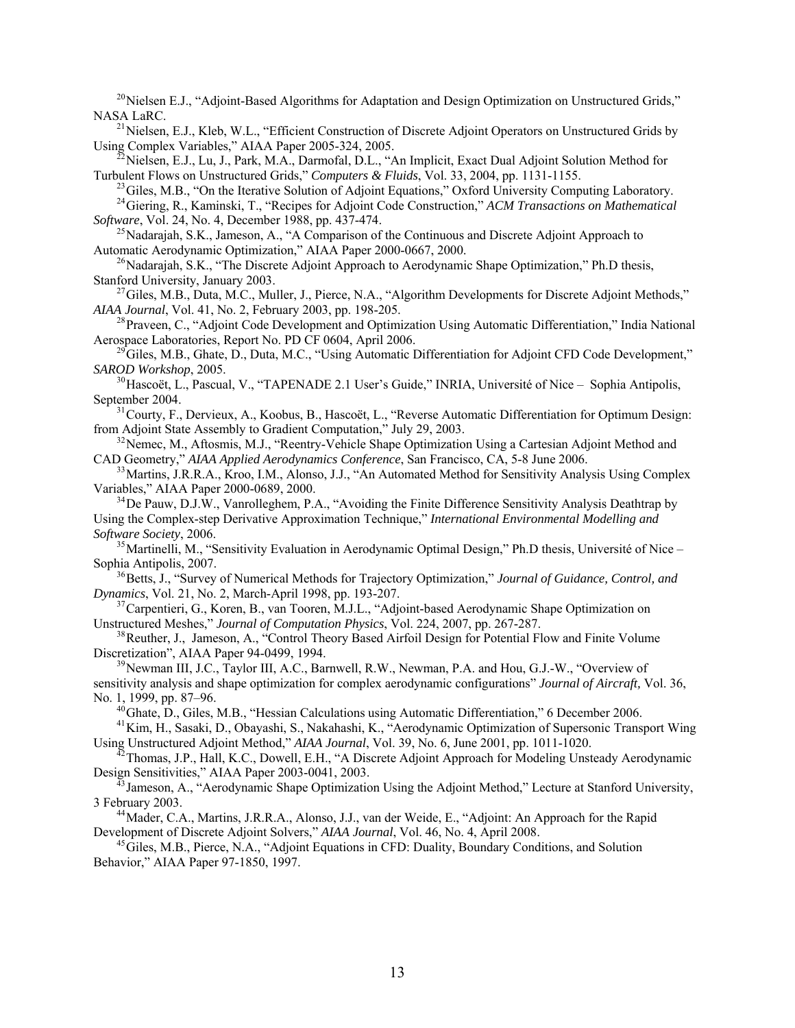[20] Nielsen E.J., "Adjoint-Based Algorithms for Adaptation and Design Optimization on Unstructured Grids," NASA LaRC.

[21] Nielsen, E.J., Kleb, W.L., "Efficient Construction of Discrete Adjoint Operators on Unstructured Grids by Using Complex Variables," AIAA Paper 2005-324, 2005.

[22] Nielsen, E.J., Lu, J., Park, M.A., Darmofal, D.L., "An Implicit, Exact Dual Adjoint Solution Method for Turbulent Flows on Unstructured Grids," *Computers & Fluids*, Vol. 33, 2004, pp. 1131-1155.

[23] Giles, M.B., "On the Iterative Solution of Adjoint Equations," Oxford University Computing Laboratory.

[24] Giering, R., Kaminski, T., "Recipes for Adjoint Code Construction," *ACM Transactions on Mathematical Software*, Vol. 24, No. 4, December 1988, pp. 437-474.

[25] Nadarajah, S.K., Jameson, A., "A Comparison of the Continuous and Discrete Adjoint Approach to Automatic Aerodynamic Optimization," AIAA Paper 2000-0667, 2000.

[26] Nadarajah, S.K., "The Discrete Adjoint Approach to Aerodynamic Shape Optimization," Ph.D thesis, Stanford University, January 2003.

[27] Giles, M.B., Duta, M.C., Muller, J., Pierce, N.A., "Algorithm Developments for Discrete Adjoint Methods," *AIAA Journal*, Vol. 41, No. 2, February 2003, pp. 198-205.

[28] Praveen, C., "Adjoint Code Development and Optimization Using Automatic Differentiation," India National Aerospace Laboratories, Report No. PD CF 0604, April 2006.

[29] Giles, M.B., Ghate, D., Duta, M.C., "Using Automatic Differentiation for Adjoint CFD Code Development," *SAROD Workshop*, 2005.

[30] Hascoët, L., Pascual, V., "TAPENADE 2.1 User's Guide," INRIA, Université of Nice – Sophia Antipolis, September 2004.

[31] Courty, F., Dervieux, A., Koobus, B., Hascoët, L., "Reverse Automatic Differentiation for Optimum Design: from Adjoint State Assembly to Gradient Computation," July 29, 2003.

[32] Nemec, M., Aftosmis, M.J., "Reentry-Vehicle Shape Optimization Using a Cartesian Adjoint Method and CAD Geometry," *AIAA Applied Aerodynamics Conference*, San Francisco, CA, 5-8 June 2006.

[33] Martins, J.R.R.A., Kroo, I.M., Alonso, J.J., "An Automated Method for Sensitivity Analysis Using Complex Variables," AIAA Paper 2000-0689, 2000.

[34] De Pauw, D.J.W., Vanrolleghem, P.A., "Avoiding the Finite Difference Sensitivity Analysis Deathtrap by Using the Complex-step Derivative Approximation Technique," *International Environmental Modelling and Software Society*, 2006.

[35] Martinelli, M., "Sensitivity Evaluation in Aerodynamic Optimal Design," Ph.D thesis, Université of Nice – Sophia Antipolis, 2007.

[36] Betts, J., "Survey of Numerical Methods for Trajectory Optimization," *Journal of Guidance, Control, and Dynamics*, Vol. 21, No. 2, March-April 1998, pp. 193-207.

[37] Carpentieri, G., Koren, B., van Tooren, M.J.L., "Adjoint-based Aerodynamic Shape Optimization on Unstructured Meshes," *Journal of Computation Physics*, Vol. 224, 2007, pp. 267-287.

[38] Reuther, J., Jameson, A., "Control Theory Based Airfoil Design for Potential Flow and Finite Volume Discretization", AIAA Paper 94-0499, 1994.

[39] Newman III, J.C., Taylor III, A.C., Barnwell, R.W., Newman, P.A. and Hou, G.J.-W., "Overview of sensitivity analysis and shape optimization for complex aerodynamic configurations" *Journal of Aircraft,* Vol. 36, No. 1, 1999, pp. 87–96.

[40] Ghate, D., Giles, M.B., "Hessian Calculations using Automatic Differentiation," 6 December 2006.

[41] Kim, H., Sasaki, D., Obayashi, S., Nakahashi, K., "Aerodynamic Optimization of Supersonic Transport Wing Using Unstructured Adjoint Method," *AIAA Journal*, Vol. 39, No. 6, June 2001, pp. 1011-1020.

[42] Thomas, J.P., Hall, K.C., Dowell, E.H., "A Discrete Adjoint Approach for Modeling Unsteady Aerodynamic Design Sensitivities," AIAA Paper 2003-0041, 2003.

[43] Jameson, A., "Aerodynamic Shape Optimization Using the Adjoint Method," Lecture at Stanford University, 3 February 2003.

[44] Mader, C.A., Martins, J.R.R.A., Alonso, J.J., van der Weide, E., "Adjoint: An Approach for the Rapid Development of Discrete Adjoint Solvers," *AIAA Journal*, Vol. 46, No. 4, April 2008.

[45] Giles, M.B., Pierce, N.A., "Adjoint Equations in CFD: Duality, Boundary Conditions, and Solution Behavior," AIAA Paper 97-1850, 1997.